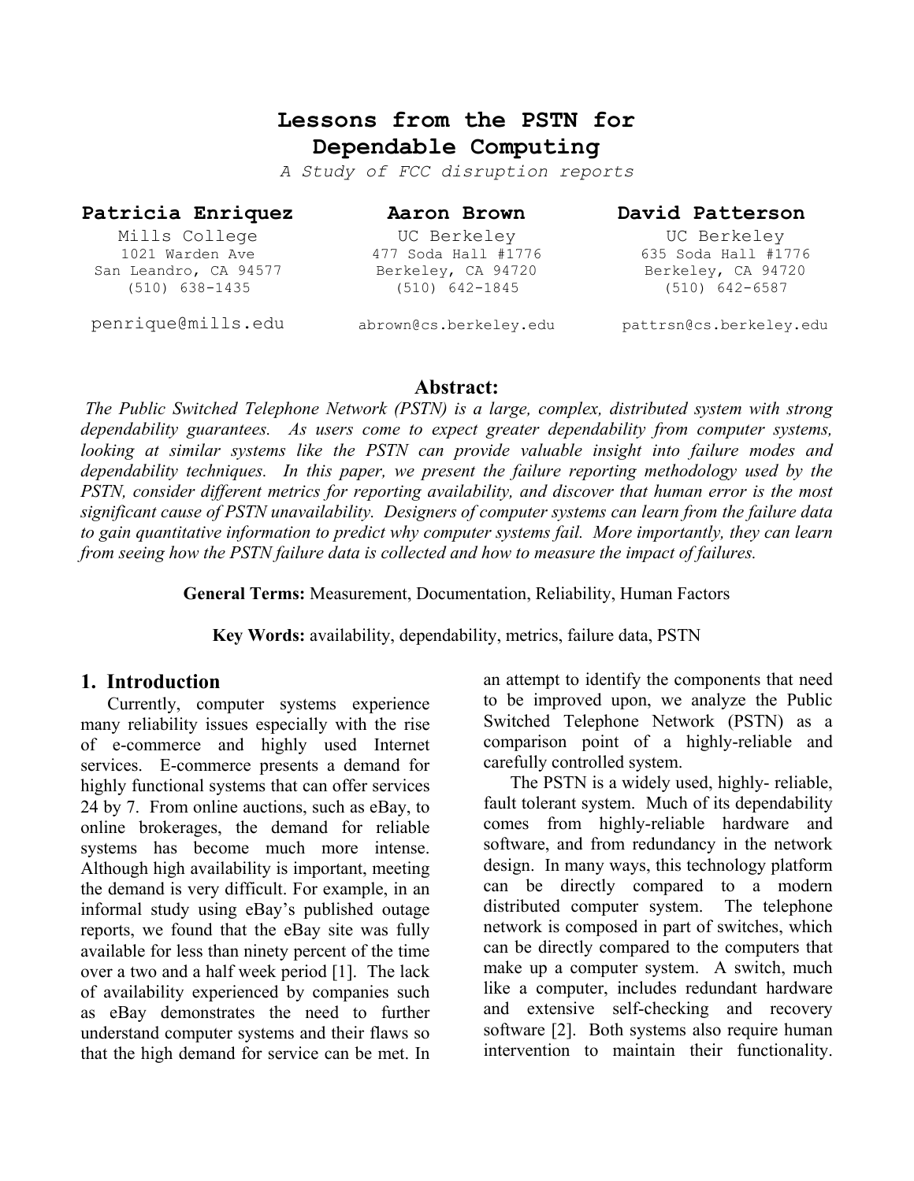# Lessons from the PSTN for Dependable Computing

*A Study of FCC disruption reports*

**Patricia Enriquez**
Mills College
1021 Warden Ave
San Leandro, CA 94577
(510) 638-1435
penrique@mills.edu

**Aaron Brown**
UC Berkeley
477 Soda Hall #1776
Berkeley, CA 94720
(510) 642-1845
abrown@cs.berkeley.edu

**David Patterson**
UC Berkeley
635 Soda Hall #1776
Berkeley, CA 94720
(510) 642-6587
pattrsn@cs.berkeley.edu

## Abstract:

*The Public Switched Telephone Network (PSTN) is a large, complex, distributed system with strong dependability guarantees. As users come to expect greater dependability from computer systems, looking at similar systems like the PSTN can provide valuable insight into failure modes and dependability techniques. In this paper, we present the failure reporting methodology used by the PSTN, consider different metrics for reporting availability, and discover that human error is the most significant cause of PSTN unavailability. Designers of computer systems can learn from the failure data to gain quantitative information to predict why computer systems fail. More importantly, they can learn from seeing how the PSTN failure data is collected and how to measure the impact of failures.*

**General Terms:** Measurement, Documentation, Reliability, Human Factors

**Key Words:** availability, dependability, metrics, failure data, PSTN

## 1. Introduction

Currently, computer systems experience many reliability issues especially with the rise of e-commerce and highly used Internet services. E-commerce presents a demand for highly functional systems that can offer services 24 by 7. From online auctions, such as eBay, to online brokerages, the demand for reliable systems has become much more intense. Although high availability is important, meeting the demand is very difficult. For example, in an informal study using eBay's published outage reports, we found that the eBay site was fully available for less than ninety percent of the time over a two and a half week period [1]. The lack of availability experienced by companies such as eBay demonstrates the need to further understand computer systems and their flaws so that the high demand for service can be met. In an attempt to identify the components that need to be improved upon, we analyze the Public Switched Telephone Network (PSTN) as a comparison point of a highly-reliable and carefully controlled system.

The PSTN is a widely used, highly- reliable, fault tolerant system. Much of its dependability comes from highly-reliable hardware and software, and from redundancy in the network design. In many ways, this technology platform can be directly compared to a modern distributed computer system. The telephone network is composed in part of switches, which can be directly compared to the computers that make up a computer system. A switch, much like a computer, includes redundant hardware and extensive self-checking and recovery software [2]. Both systems also require human intervention to maintain their functionality.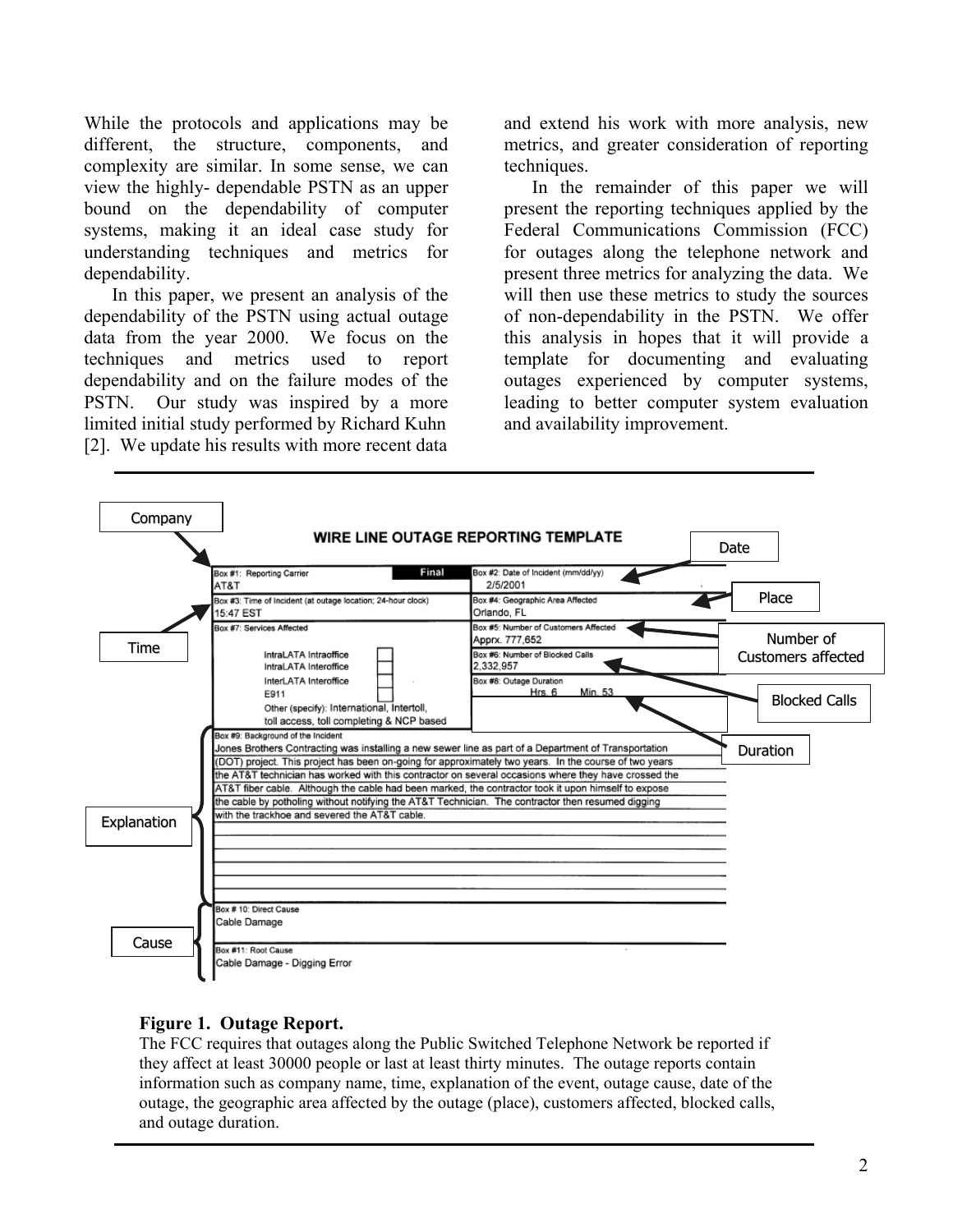While the protocols and applications may be different, the structure, components, and complexity are similar. In some sense, we can view the highly- dependable PSTN as an upper bound on the dependability of computer systems, making it an ideal case study for understanding techniques and metrics for dependability.

In this paper, we present an analysis of the dependability of the PSTN using actual outage data from the year 2000. We focus on the techniques and metrics used to report dependability and on the failure modes of the PSTN. Our study was inspired by a more limited initial study performed by Richard Kuhn [2]. We update his results with more recent data and extend his work with more analysis, new metrics, and greater consideration of reporting techniques.

In the remainder of this paper we will present the reporting techniques applied by the Federal Communications Commission (FCC) for outages along the telephone network and present three metrics for analyzing the data. We will then use these metrics to study the sources of non-dependability in the PSTN. We offer this analysis in hopes that it will provide a template for documenting and evaluating outages experienced by computer systems, leading to better computer system evaluation and availability improvement.

**WIRE LINE OUTAGE REPORTING TEMPLATE**

| Field | Value |
|---|---|
| Box #1: Reporting Carrier (Company) — Final | AT&T |
| Box #2: Date of Incident (mm/dd/yy) (Date) | 2/5/2001 |
| Box #3: Time of Incident (at outage location; 24-hour clock) (Time) | 15:47 EST |
| Box #4: Geographic Area Affected (Place) | Orlando, FL |
| Box #5: Number of Customers Affected (Number of Customers affected) | Apprx. 777,652 |
| Box #6: Number of Blocked Calls (Blocked Calls) | 2,332,957 |
| Box #7: Services Affected | IntraLATA Intraoffice; IntraLATA Interoffice; InterLATA Interoffice; E911; Other (specify): International, Intertoll, toll access, toll completing & NCP based |
| Box #8: Outage Duration (Duration) | Hrs. 6 Min. 53 |

Box #9: Background of the Incident (Explanation)
Jones Brothers Contracting was installing a new sewer line as part of a Department of Transportation (DOT) project. This project has been on-going for approximately two years. In the course of two years the AT&T technician has worked with this contractor on several occasions where they have crossed the AT&T fiber cable. Although the cable had been marked, the contractor took it upon himself to expose the cable by potholing without notifying the AT&T Technician. The contractor then resumed digging with the trackhoe and severed the AT&T cable.

Box # 10: Direct Cause (Cause)
Cable Damage

Box #11: Root Cause
Cable Damage - Digging Error

**Figure 1. Outage Report.**
The FCC requires that outages along the Public Switched Telephone Network be reported if they affect at least 30000 people or last at least thirty minutes. The outage reports contain information such as company name, time, explanation of the event, outage cause, date of the outage, the geographic area affected by the outage (place), customers affected, blocked calls, and outage duration.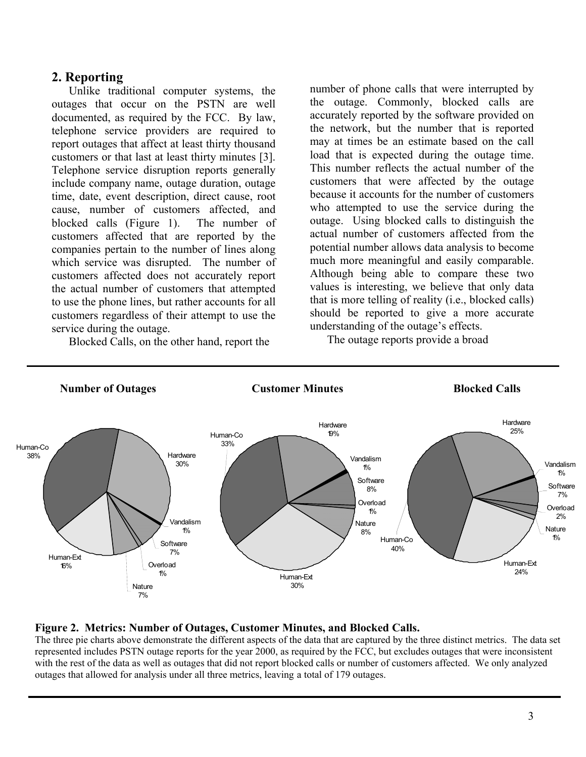## 2. Reporting

Unlike traditional computer systems, the outages that occur on the PSTN are well documented, as required by the FCC. By law, telephone service providers are required to report outages that affect at least thirty thousand customers or that last at least thirty minutes [3]. Telephone service disruption reports generally include company name, outage duration, outage time, date, event description, direct cause, root cause, number of customers affected, and blocked calls (Figure 1). The number of customers affected that are reported by the companies pertain to the number of lines along which service was disrupted. The number of customers affected does not accurately report the actual number of customers that attempted to use the phone lines, but rather accounts for all customers regardless of their attempt to use the service during the outage.

Blocked Calls, on the other hand, report the number of phone calls that were interrupted by the outage. Commonly, blocked calls are accurately reported by the software provided on the network, but the number that is reported may at times be an estimate based on the call load that is expected during the outage time. This number reflects the actual number of the customers that were affected by the outage because it accounts for the number of customers who attempted to use the service during the outage. Using blocked calls to distinguish the actual number of customers affected from the potential number allows data analysis to become much more meaningful and easily comparable. Although being able to compare these two values is interesting, we believe that only data that is more telling of reality (i.e., blocked calls) should be reported to give a more accurate understanding of the outage's effects.

The outage reports provide a broad

| Cause | Number of Outages | Customer Minutes | Blocked Calls |
|---|---|---|---|
| Human-Co | 38% | 33% | 40% |
| Hardware | 30% | 19% | 25% |
| Vandalism | 1% | 1% | 1% |
| Software | 7% | 8% | 7% |
| Overload | 1% | 1% | 2% |
| Nature | 7% | 8% | 1% |
| Human-Ext | 16% | 30% | 24% |

**Figure 2. Metrics: Number of Outages, Customer Minutes, and Blocked Calls.**
The three pie charts above demonstrate the different aspects of the data that are captured by the three distinct metrics. The data set represented includes PSTN outage reports for the year 2000, as required by the FCC, but excludes outages that were inconsistent with the rest of the data as well as outages that did not report blocked calls or number of customers affected. We only analyzed outages that allowed for analysis under all three metrics, leaving a total of 179 outages.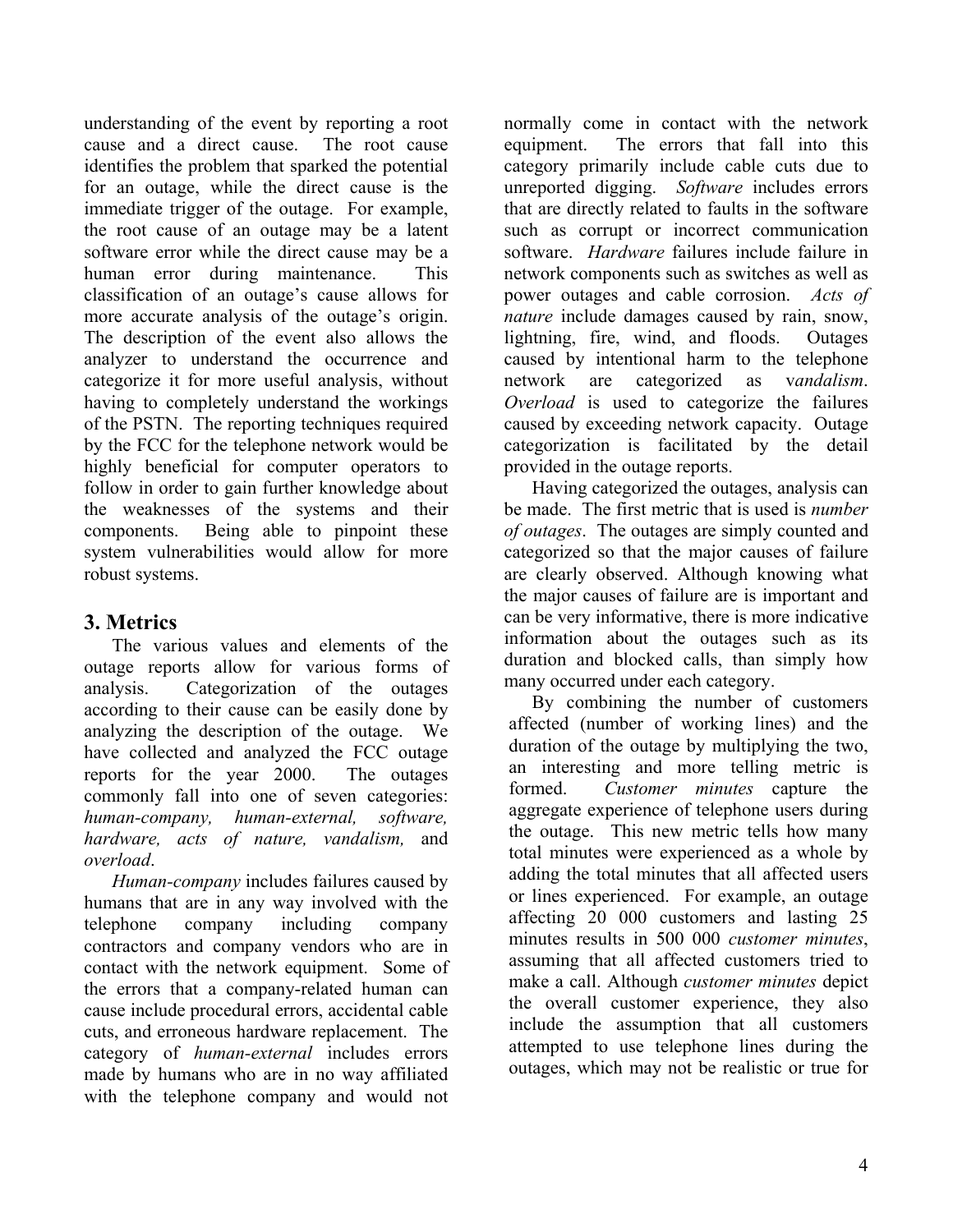understanding of the event by reporting a root cause and a direct cause. The root cause identifies the problem that sparked the potential for an outage, while the direct cause is the immediate trigger of the outage. For example, the root cause of an outage may be a latent software error while the direct cause may be a human error during maintenance. This classification of an outage's cause allows for more accurate analysis of the outage's origin. The description of the event also allows the analyzer to understand the occurrence and categorize it for more useful analysis, without having to completely understand the workings of the PSTN. The reporting techniques required by the FCC for the telephone network would be highly beneficial for computer operators to follow in order to gain further knowledge about the weaknesses of the systems and their components. Being able to pinpoint these system vulnerabilities would allow for more robust systems.

## 3. Metrics

The various values and elements of the outage reports allow for various forms of analysis. Categorization of the outages according to their cause can be easily done by analyzing the description of the outage. We have collected and analyzed the FCC outage reports for the year 2000. The outages commonly fall into one of seven categories: *human-company, human-external, software, hardware, acts of nature, vandalism,* and *overload*.

*Human-company* includes failures caused by humans that are in any way involved with the telephone company including company contractors and company vendors who are in contact with the network equipment. Some of the errors that a company-related human can cause include procedural errors, accidental cable cuts, and erroneous hardware replacement. The category of *human-external* includes errors made by humans who are in no way affiliated with the telephone company and would not normally come in contact with the network equipment. The errors that fall into this category primarily include cable cuts due to unreported digging. *Software* includes errors that are directly related to faults in the software such as corrupt or incorrect communication software. *Hardware* failures include failure in network components such as switches as well as power outages and cable corrosion. *Acts of nature* include damages caused by rain, snow, lightning, fire, wind, and floods. Outages caused by intentional harm to the telephone network are categorized as *vandalism*. *Overload* is used to categorize the failures caused by exceeding network capacity. Outage categorization is facilitated by the detail provided in the outage reports.

Having categorized the outages, analysis can be made. The first metric that is used is *number of outages*. The outages are simply counted and categorized so that the major causes of failure are clearly observed. Although knowing what the major causes of failure are is important and can be very informative, there is more indicative information about the outages such as its duration and blocked calls, than simply how many occurred under each category.

By combining the number of customers affected (number of working lines) and the duration of the outage by multiplying the two, an interesting and more telling metric is formed. *Customer minutes* capture the aggregate experience of telephone users during the outage. This new metric tells how many total minutes were experienced as a whole by adding the total minutes that all affected users or lines experienced. For example, an outage affecting 20 000 customers and lasting 25 minutes results in 500 000 *customer minutes*, assuming that all affected customers tried to make a call. Although *customer minutes* depict the overall customer experience, they also include the assumption that all customers attempted to use telephone lines during the outages, which may not be realistic or true for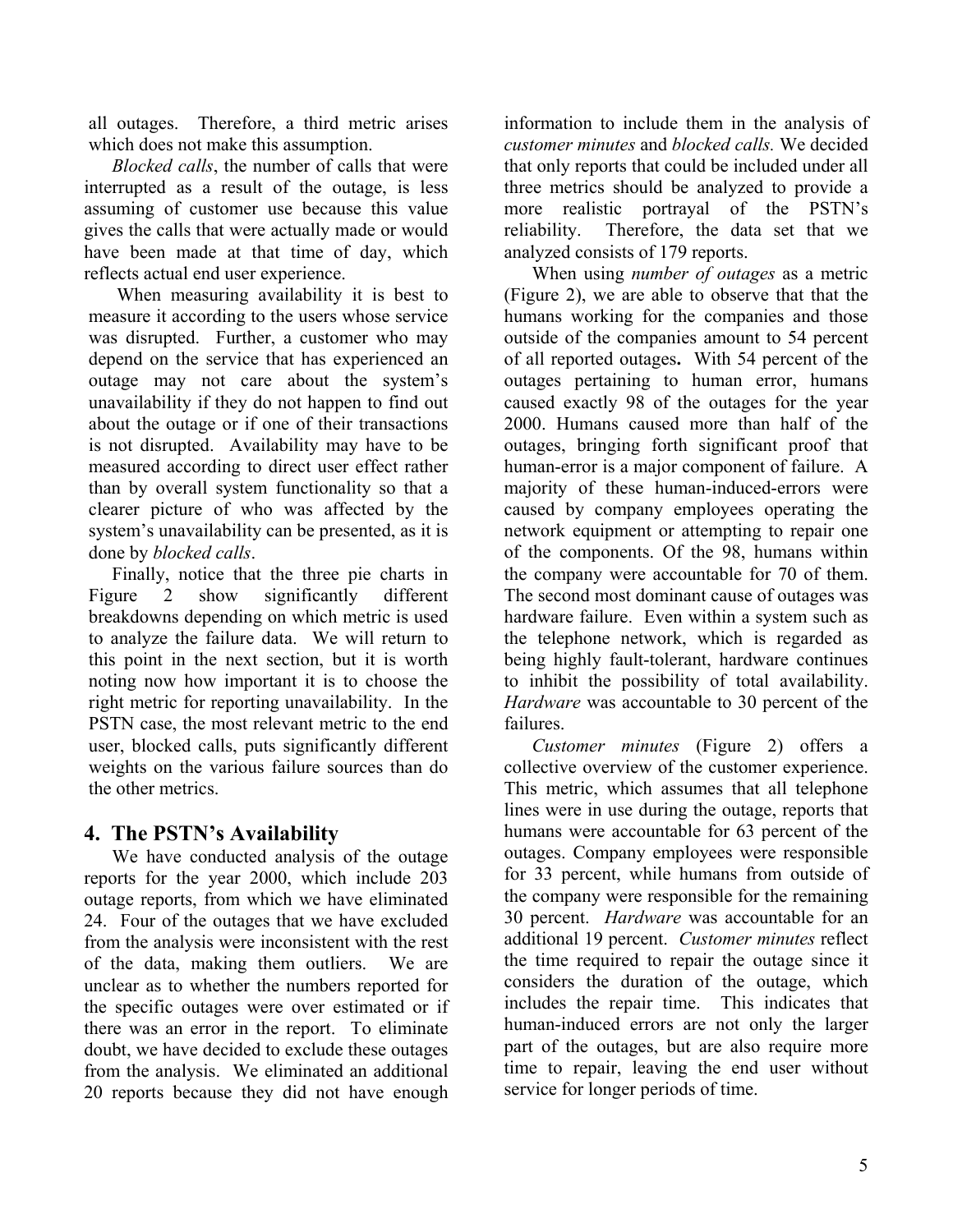all outages. Therefore, a third metric arises which does not make this assumption.

*Blocked calls*, the number of calls that were interrupted as a result of the outage, is less assuming of customer use because this value gives the calls that were actually made or would have been made at that time of day, which reflects actual end user experience.

When measuring availability it is best to measure it according to the users whose service was disrupted. Further, a customer who may depend on the service that has experienced an outage may not care about the system's unavailability if they do not happen to find out about the outage or if one of their transactions is not disrupted. Availability may have to be measured according to direct user effect rather than by overall system functionality so that a clearer picture of who was affected by the system's unavailability can be presented, as it is done by *blocked calls*.

Finally, notice that the three pie charts in Figure 2 show significantly different breakdowns depending on which metric is used to analyze the failure data. We will return to this point in the next section, but it is worth noting now how important it is to choose the right metric for reporting unavailability. In the PSTN case, the most relevant metric to the end user, blocked calls, puts significantly different weights on the various failure sources than do the other metrics.

## 4. The PSTN's Availability

We have conducted analysis of the outage reports for the year 2000, which include 203 outage reports, from which we have eliminated 24. Four of the outages that we have excluded from the analysis were inconsistent with the rest of the data, making them outliers. We are unclear as to whether the numbers reported for the specific outages were over estimated or if there was an error in the report. To eliminate doubt, we have decided to exclude these outages from the analysis. We eliminated an additional 20 reports because they did not have enough information to include them in the analysis of *customer minutes* and *blocked calls.* We decided that only reports that could be included under all three metrics should be analyzed to provide a more realistic portrayal of the PSTN's reliability. Therefore, the data set that we analyzed consists of 179 reports.

When using *number of outages* as a metric (Figure 2), we are able to observe that that the humans working for the companies and those outside of the companies amount to 54 percent of all reported outages**.** With 54 percent of the outages pertaining to human error, humans caused exactly 98 of the outages for the year 2000. Humans caused more than half of the outages, bringing forth significant proof that human-error is a major component of failure. A majority of these human-induced-errors were caused by company employees operating the network equipment or attempting to repair one of the components. Of the 98, humans within the company were accountable for 70 of them. The second most dominant cause of outages was hardware failure. Even within a system such as the telephone network, which is regarded as being highly fault-tolerant, hardware continues to inhibit the possibility of total availability. *Hardware* was accountable to 30 percent of the failures.

*Customer minutes* (Figure 2) offers a collective overview of the customer experience. This metric, which assumes that all telephone lines were in use during the outage, reports that humans were accountable for 63 percent of the outages. Company employees were responsible for 33 percent, while humans from outside of the company were responsible for the remaining 30 percent. *Hardware* was accountable for an additional 19 percent. *Customer minutes* reflect the time required to repair the outage since it considers the duration of the outage, which includes the repair time. This indicates that human-induced errors are not only the larger part of the outages, but are also require more time to repair, leaving the end user without service for longer periods of time.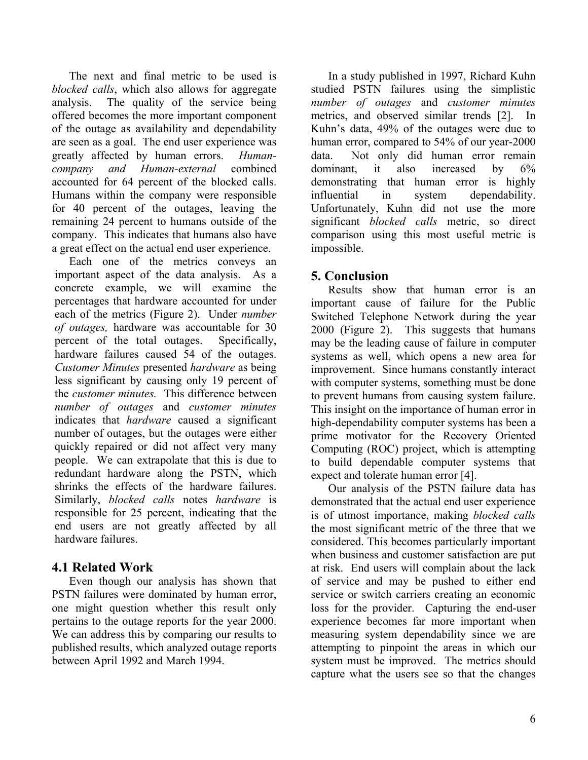The next and final metric to be used is *blocked calls*, which also allows for aggregate analysis. The quality of the service being offered becomes the more important component of the outage as availability and dependability are seen as a goal. The end user experience was greatly affected by human errors. *Human-company and Human-external* combined accounted for 64 percent of the blocked calls. Humans within the company were responsible for 40 percent of the outages, leaving the remaining 24 percent to humans outside of the company. This indicates that humans also have a great effect on the actual end user experience.

Each one of the metrics conveys an important aspect of the data analysis. As a concrete example, we will examine the percentages that hardware accounted for under each of the metrics (Figure 2). Under *number of outages,* hardware was accountable for 30 percent of the total outages. Specifically, hardware failures caused 54 of the outages. *Customer Minutes* presented *hardware* as being less significant by causing only 19 percent of the *customer minutes.* This difference between *number of outages* and *customer minutes* indicates that *hardware* caused a significant number of outages, but the outages were either quickly repaired or did not affect very many people. We can extrapolate that this is due to redundant hardware along the PSTN, which shrinks the effects of the hardware failures. Similarly, *blocked calls* notes *hardware* is responsible for 25 percent, indicating that the end users are not greatly affected by all hardware failures.

## 4.1 Related Work

Even though our analysis has shown that PSTN failures were dominated by human error, one might question whether this result only pertains to the outage reports for the year 2000. We can address this by comparing our results to published results, which analyzed outage reports between April 1992 and March 1994.

In a study published in 1997, Richard Kuhn studied PSTN failures using the simplistic *number of outages* and *customer minutes* metrics, and observed similar trends [2]. In Kuhn's data, 49% of the outages were due to human error, compared to 54% of our year-2000 data. Not only did human error remain dominant, it also increased by 6% demonstrating that human error is highly influential in system dependability. Unfortunately, Kuhn did not use the more significant *blocked calls* metric, so direct comparison using this most useful metric is impossible.

## 5. Conclusion

Results show that human error is an important cause of failure for the Public Switched Telephone Network during the year 2000 (Figure 2). This suggests that humans may be the leading cause of failure in computer systems as well, which opens a new area for improvement. Since humans constantly interact with computer systems, something must be done to prevent humans from causing system failure. This insight on the importance of human error in high-dependability computer systems has been a prime motivator for the Recovery Oriented Computing (ROC) project, which is attempting to build dependable computer systems that expect and tolerate human error [4].

Our analysis of the PSTN failure data has demonstrated that the actual end user experience is of utmost importance, making *blocked calls* the most significant metric of the three that we considered. This becomes particularly important when business and customer satisfaction are put at risk. End users will complain about the lack of service and may be pushed to either end service or switch carriers creating an economic loss for the provider. Capturing the end-user experience becomes far more important when measuring system dependability since we are attempting to pinpoint the areas in which our system must be improved. The metrics should capture what the users see so that the changes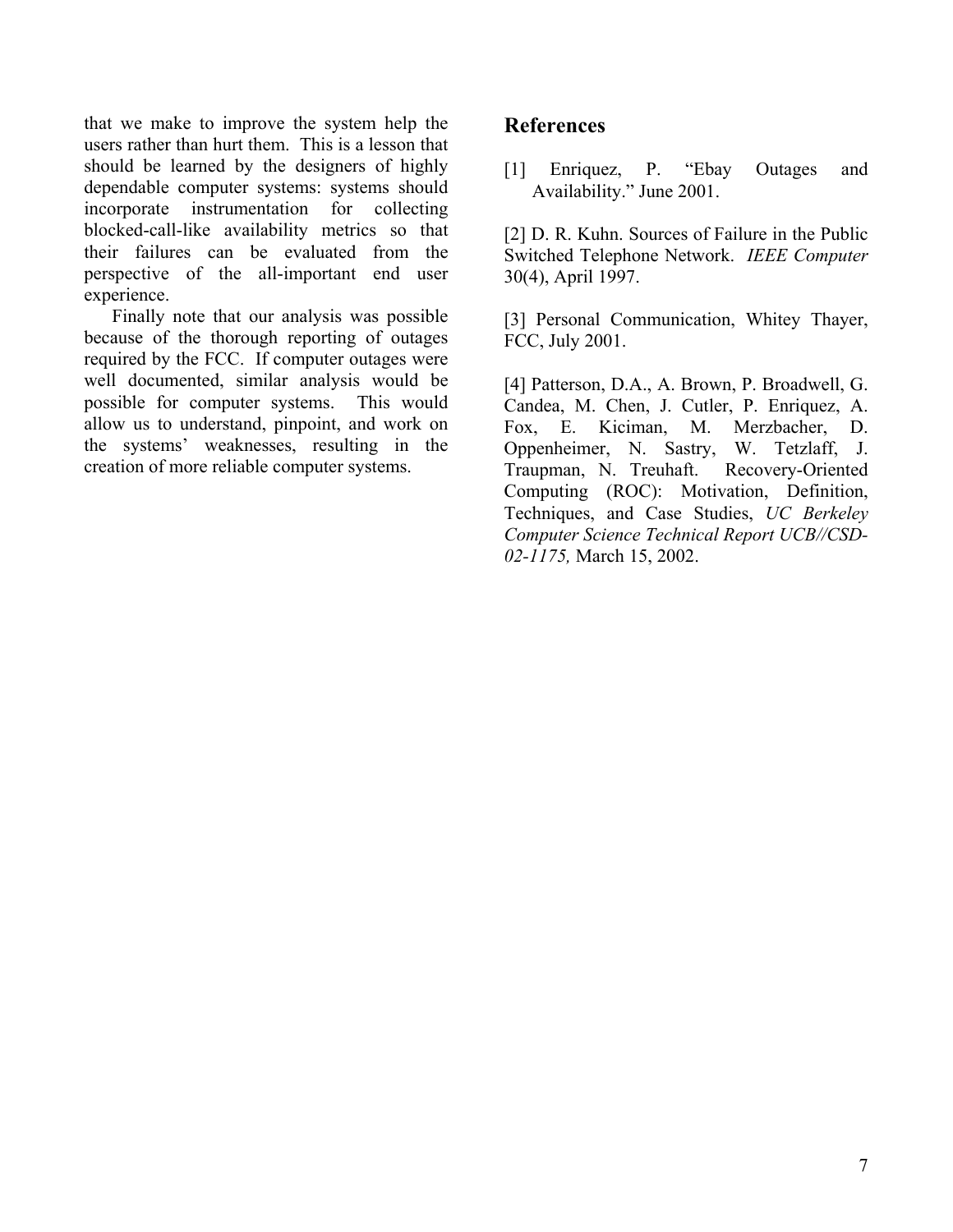that we make to improve the system help the users rather than hurt them. This is a lesson that should be learned by the designers of highly dependable computer systems: systems should incorporate instrumentation for collecting blocked-call-like availability metrics so that their failures can be evaluated from the perspective of the all-important end user experience.

Finally note that our analysis was possible because of the thorough reporting of outages required by the FCC. If computer outages were well documented, similar analysis would be possible for computer systems. This would allow us to understand, pinpoint, and work on the systems' weaknesses, resulting in the creation of more reliable computer systems.

## References

[1] Enriquez, P. "Ebay Outages and Availability." June 2001.

[2] D. R. Kuhn. Sources of Failure in the Public Switched Telephone Network. *IEEE Computer* 30(4), April 1997.

[3] Personal Communication, Whitey Thayer, FCC, July 2001.

[4] Patterson, D.A., A. Brown, P. Broadwell, G. Candea, M. Chen, J. Cutler, P. Enriquez, A. Fox, E. Kiciman, M. Merzbacher, D. Oppenheimer, N. Sastry, W. Tetzlaff, J. Traupman, N. Treuhaft. Recovery-Oriented Computing (ROC): Motivation, Definition, Techniques, and Case Studies, *UC Berkeley Computer Science Technical Report UCB//CSD-02-1175,* March 15, 2002.